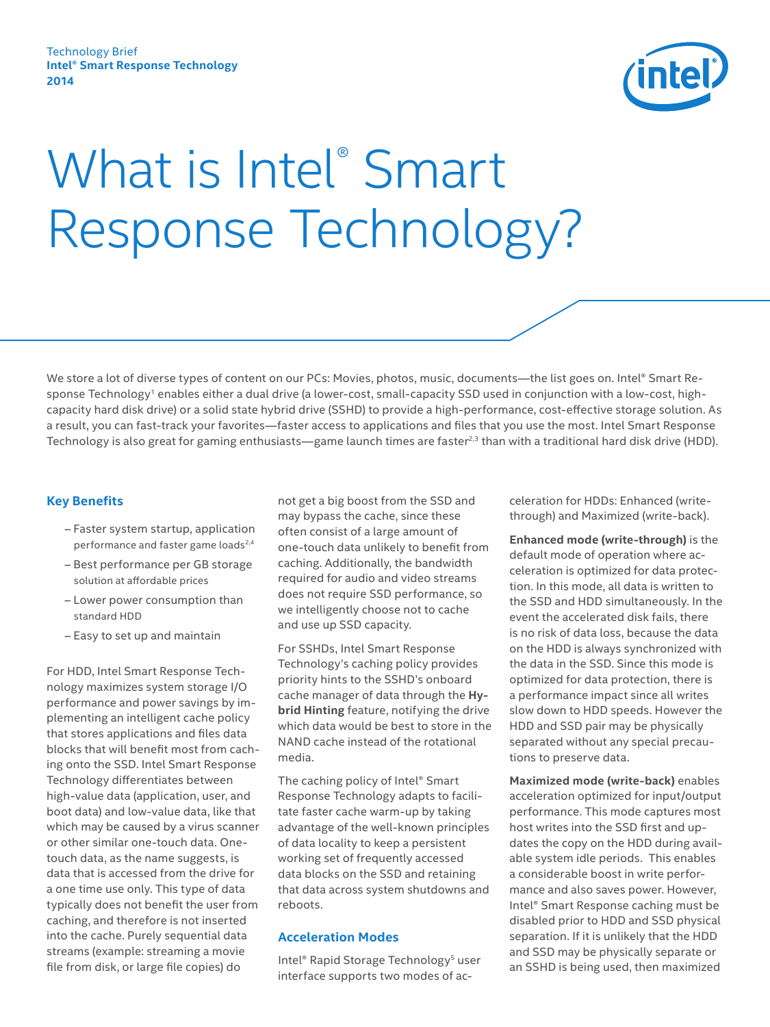Technology Brief
**Intel® Smart Response Technology**
**2014**

# What is Intel® Smart Response Technology?

We store a lot of diverse types of content on our PCs: Movies, photos, music, documents—the list goes on. Intel® Smart Response Technology[1] enables either a dual drive (a lower-cost, small-capacity SSD used in conjunction with a low-cost, high-capacity hard disk drive) or a solid state hybrid drive (SSHD) to provide a high-performance, cost-effective storage solution. As a result, you can fast-track your favorites—faster access to applications and files that you use the most. Intel Smart Response Technology is also great for gaming enthusiasts—game launch times are faster[2,3] than with a traditional hard disk drive (HDD).

## Key Benefits

- Faster system startup, application performance and faster game loads[2,4]
- Best performance per GB storage solution at affordable prices
- Lower power consumption than standard HDD
- Easy to set up and maintain

For HDD, Intel Smart Response Technology maximizes system storage I/O performance and power savings by implementing an intelligent cache policy that stores applications and files data blocks that will benefit most from caching onto the SSD. Intel Smart Response Technology differentiates between high-value data (application, user, and boot data) and low-value data, like that which may be caused by a virus scanner or other similar one-touch data. One-touch data, as the name suggests, is data that is accessed from the drive for a one time use only. This type of data typically does not benefit the user from caching, and therefore is not inserted into the cache. Purely sequential data streams (example: streaming a movie file from disk, or large file copies) do not get a big boost from the SSD and may bypass the cache, since these often consist of a large amount of one-touch data unlikely to benefit from caching. Additionally, the bandwidth required for audio and video streams does not require SSD performance, so we intelligently choose not to cache and use up SSD capacity.

For SSHDs, Intel Smart Response Technology's caching policy provides priority hints to the SSHD's onboard cache manager of data through the **Hybrid Hinting** feature, notifying the drive which data would be best to store in the NAND cache instead of the rotational media.

The caching policy of Intel® Smart Response Technology adapts to facilitate faster cache warm-up by taking advantage of the well-known principles of data locality to keep a persistent working set of frequently accessed data blocks on the SSD and retaining that data across system shutdowns and reboots.

## Acceleration Modes

Intel® Rapid Storage Technology[5] user interface supports two modes of acceleration for HDDs: Enhanced (write-through) and Maximized (write-back).

**Enhanced mode (write-through)** is the default mode of operation where acceleration is optimized for data protection. In this mode, all data is written to the SSD and HDD simultaneously. In the event the accelerated disk fails, there is no risk of data loss, because the data on the HDD is always synchronized with the data in the SSD. Since this mode is optimized for data protection, there is a performance impact since all writes slow down to HDD speeds. However the HDD and SSD pair may be physically separated without any special precautions to preserve data.

**Maximized mode (write-back)** enables acceleration optimized for input/output performance. This mode captures most host writes into the SSD first and updates the copy on the HDD during available system idle periods. This enables a considerable boost in write performance and also saves power. However, Intel® Smart Response caching must be disabled prior to HDD and SSD physical separation. If it is unlikely that the HDD and SSD may be physically separate or an SSHD is being used, then maximized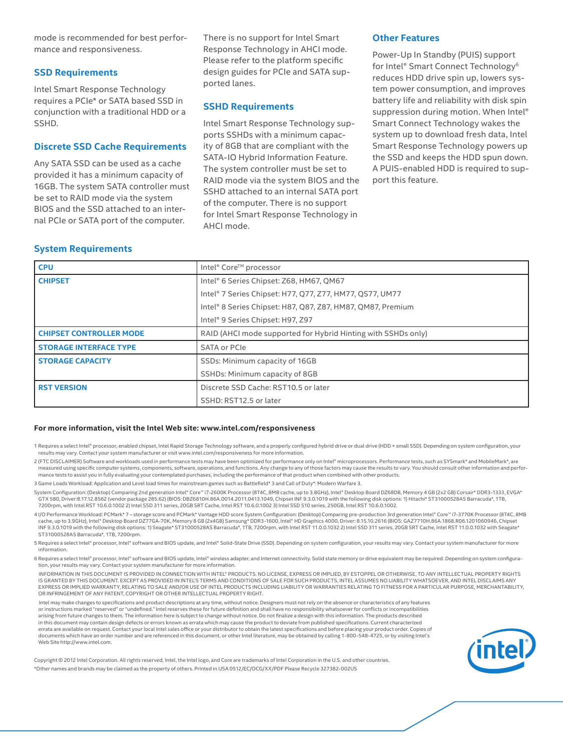mode is recommended for best performance and responsiveness.

### SSD Requirements

Intel Smart Response Technology requires a PCIe* or SATA based SSD in conjunction with a traditional HDD or a SSHD.

### Discrete SSD Cache Requirements

Any SATA SSD can be used as a cache provided it has a minimum capacity of 16GB. The system SATA controller must be set to RAID mode via the system BIOS and the SSD attached to an internal PCIe or SATA port of the computer.

There is no support for Intel Smart Response Technology in AHCI mode. Please refer to the platform specific design guides for PCIe and SATA supported lanes.

### SSHD Requirements

Intel Smart Response Technology supports SSHDs with a minimum capacity of 8GB that are compliant with the SATA-IO Hybrid Information Feature. The system controller must be set to RAID mode via the system BIOS and the SSHD attached to an internal SATA port of the computer. There is no support for Intel Smart Response Technology in AHCI mode.

### Other Features

Power-Up In Standby (PUIS) support for Intel® Smart Connect Technology[6] reduces HDD drive spin up, lowers system power consumption, and improves battery life and reliability with disk spin suppression during motion. When Intel® Smart Connect Technology wakes the system up to download fresh data, Intel Smart Response Technology powers up the SSD and keeps the HDD spun down. A PUIS-enabled HDD is required to support this feature.

### System Requirements

| | |
|---|---|
| **CPU** | Intel® Core™ processor |
| **CHIPSET** | Intel® 6 Series Chipset: Z68, HM67, QM67 |
| | Intel® 7 Series Chipset: H77, Q77, Z77, HM77, QS77, UM77 |
| | Intel® 8 Series Chipset: H87, Q87, Z87, HM87, QM87, Premium |
| | Intel® 9 Series Chipset: H97, Z97 |
| **CHIPSET CONTROLLER MODE** | RAID (AHCI mode supported for Hybrid Hinting with SSHDs only) |
| **STORAGE INTERFACE TYPE** | SATA or PCIe |
| **STORAGE CAPACITY** | SSDs: Minimum capacity of 16GB |
| | SSHDs: Minimum capacity of 8GB |
| **RST VERSION** | Discrete SSD Cache: RST10.5 or later |
| | SSHD: RST12.5 or later |

**For more information, visit the Intel Web site: www.intel.com/responsiveness**

1 Requires a select Intel® processor, enabled chipset, Intel Rapid Storage Technology software, and a properly configured hybrid drive or dual drive (HDD + small SSD). Depending on system configuration, your results may vary. Contact your system manufacturer or visit www.intel.com/responsiveness for more information.

2 (FTC DISCLAIMER) Software and workloads used in performance tests may have been optimized for performance only on Intel® microprocessors. Performance tests, such as SYSmark* and MobileMark*, are measured using specific computer systems, components, software, operations, and functions. Any change to any of those factors may cause the results to vary. You should consult other information and performance tests to assist you in fully evaluating your contemplated purchases, including the performance of that product when combined with other products.

3 Game Loads Workload: Application and Level load times for mainstream games such as Battlefield* 3 and Call of Duty*: Modern Warfare 3.

System Configuration: (Desktop) Comparing 2nd generation Intel® Core™ i7-2600K Processor (8T4C, 8MB cache, up to 3.8GHz), Intel® Desktop Board DZ68DB, Memory 4 GB (2x2 GB) Corsair* DDR3-1333, EVGA* GTX 580, Driver:8.17.12.8562 (vendor package 285.62) (BIOS: DBZ6810H.86A.0014.2011.0413.1049, Chipset INF 9.3.0.1019 with the following disk options: 1) Hitachi* ST31000528AS Barracuda*, 1TB, 7200rpm, with Intel RST 10.6.0.1002 2) Intel SSD 311 series, 20GB SRT Cache, Intel RST 10.6.0.1002 3) Intel SSD 510 series, 250GB, Intel RST 10.6.0.1002.

4 I/O Performance Workload: PCMark* 7 – storage score and PCMark* Vantage HDD score System Configuration: (Desktop) Comparing pre-production 3rd generation Intel® Core™ i7-3770K Processor (8T4C, 8MB cache, up to 3.9GHz), Intel® Desktop Board DZ77GA-70K, Memory 8 GB (2x4GB) Samsung* DDR3-1600, Intel® HD Graphics 4000, Driver: 8.15.10.2616 (BIOS: GAZ7710H.86A.1868.R06.1201060946, Chipset INF 9.3.0.1019 with the following disk options: 1) Seagate* ST31000528AS Barracuda*, 1TB, 7200rpm, with Intel RST 11.0.0.1032 2) Intel SSD 311 series, 20GB SRT Cache, Intel RST 11.0.0.1032 with Seagate* ST31000528AS Barracuda*, 1TB, 7200rpm.

5 Requires a select Intel® processor, Intel® software and BIOS update, and Intel® Solid-State Drive (SSD). Depending on system configuration, your results may vary. Contact your system manufacturer for more information.

6 Requires a select Intel® processor, Intel® software and BIOS update, Intel® wireless adapter, and Internet connectivity. Solid state memory or drive equivalent may be required. Depending on system configuration, your results may vary. Contact your system manufacturer for more information.

INFORMATION IN THIS DOCUMENT IS PROVIDED IN CONNECTION WITH INTEL® PRODUCTS. NO LICENSE, EXPRESS OR IMPLIED, BY ESTOPPEL OR OTHERWISE, TO ANY INTELLECTUAL PROPERTY RIGHTS IS GRANTED BY THIS DOCUMENT. EXCEPT AS PROVIDED IN INTEL'S TERMS AND CONDITIONS OF SALE FOR SUCH PRODUCTS, INTEL ASSUMES NO LIABILITY WHATSOEVER, AND INTEL DISCLAIMS ANY EXPRESS OR IMPLIED WARRANTY, RELATING TO SALE AND/OR USE OF INTEL PRODUCTS INCLUDING LIABILITY OR WARRANTIES RELATING TO FITNESS FOR A PARTICULAR PURPOSE, MERCHANTABILITY, OR INFRINGEMENT OF ANY PATENT, COPYRIGHT OR OTHER INTELLECTUAL PROPERTY RIGHT.

Intel may make changes to specifications and product descriptions at any time, without notice. Designers must not rely on the absence or characteristics of any features or instructions marked "reserved" or "undefined." Intel reserves these for future definition and shall have no responsibility whatsoever for conflicts or incompatibilities arising from future changes to them. The information here is subject to change without notice. Do not finalize a design with this information. The products described in this document may contain design defects or errors known as errata which may cause the product to deviate from published specifications. Current characterized errata are available on request. Contact your local Intel sales office or your distributor to obtain the latest specifications and before placing your product order. Copies of documents which have an order number and are referenced in this document, or other Intel literature, may be obtained by calling 1-800-548-4725, or by visiting Intel's Web Site http://www.intel.com.

Copyright © 2012 Intel Corporation. All rights reserved. Intel, the Intel logo, and Core are trademarks of Intel Corporation in the U.S. and other countries.
*Other names and brands may be claimed as the property of others. Printed in USA 0512/EC/OCG/XX/PDF Please Recycle 327382-002US